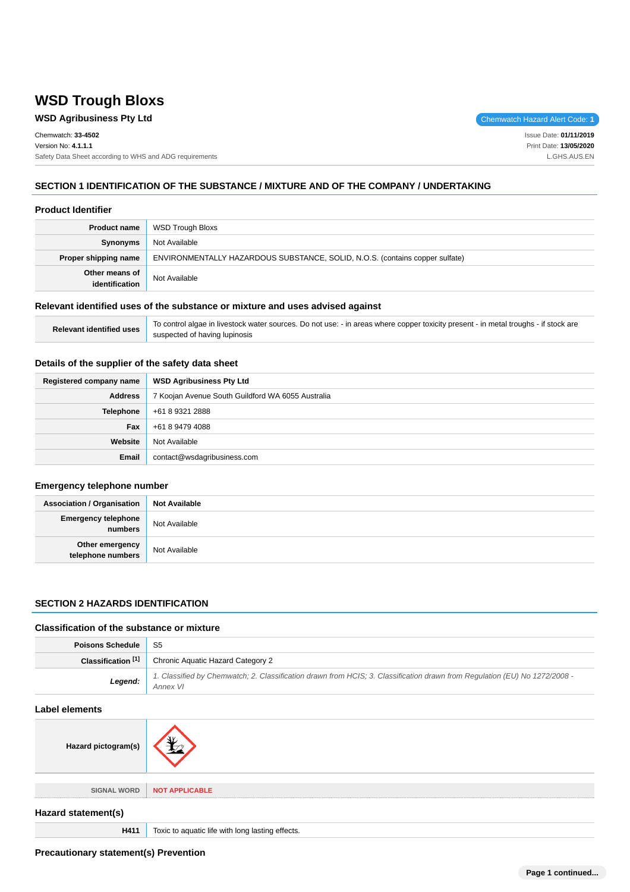# WSD Trough Bloxs

## WSD Agribusiness Pty Ltd

Chemwatch Hazard Alert Code: **1**

Chemwatch: **33-4502**
Version No: **4.1.1.1**
Safety Data Sheet according to WHS and ADG requirements

Issue Date: **01/11/2019**
Print Date: **13/05/2020**
L.GHS.AUS.EN

## SECTION 1 IDENTIFICATION OF THE SUBSTANCE / MIXTURE AND OF THE COMPANY / UNDERTAKING

### Product Identifier

| | |
|---|---|
| **Product name** | WSD Trough Bloxs |
| **Synonyms** | Not Available |
| **Proper shipping name** | ENVIRONMENTALLY HAZARDOUS SUBSTANCE, SOLID, N.O.S. (contains copper sulfate) |
| **Other means of identification** | Not Available |

### Relevant identified uses of the substance or mixture and uses advised against

| | |
|---|---|
| **Relevant identified uses** | To control algae in livestock water sources. Do not use: - in areas where copper toxicity present - in metal troughs - if stock are suspected of having lupinosis |

### Details of the supplier of the safety data sheet

| | |
|---|---|
| **Registered company name** | **WSD Agribusiness Pty Ltd** |
| **Address** | 7 Koojan Avenue South Guildford WA 6055 Australia |
| **Telephone** | +61 8 9321 2888 |
| **Fax** | +61 8 9479 4088 |
| **Website** | Not Available |
| **Email** | contact@wsdagribusiness.com |

### Emergency telephone number

| | |
|---|---|
| **Association / Organisation** | **Not Available** |
| **Emergency telephone numbers** | Not Available |
| **Other emergency telephone numbers** | Not Available |

## SECTION 2 HAZARDS IDENTIFICATION

### Classification of the substance or mixture

| | |
|---|---|
| **Poisons Schedule** | S5 |
| **Classification [1]** | Chronic Aquatic Hazard Category 2 |
| ***Legend:*** | *1. Classified by Chemwatch; 2. Classification drawn from HCIS; 3. Classification drawn from Regulation (EU) No 1272/2008 - Annex VI* |

### Label elements

| | |
|---|---|
| **Hazard pictogram(s)** | |
| SIGNAL WORD | NOT APPLICABLE |

### Hazard statement(s)

| | |
|---|---|
| **H411** | Toxic to aquatic life with long lasting effects. |

### Precautionary statement(s) Prevention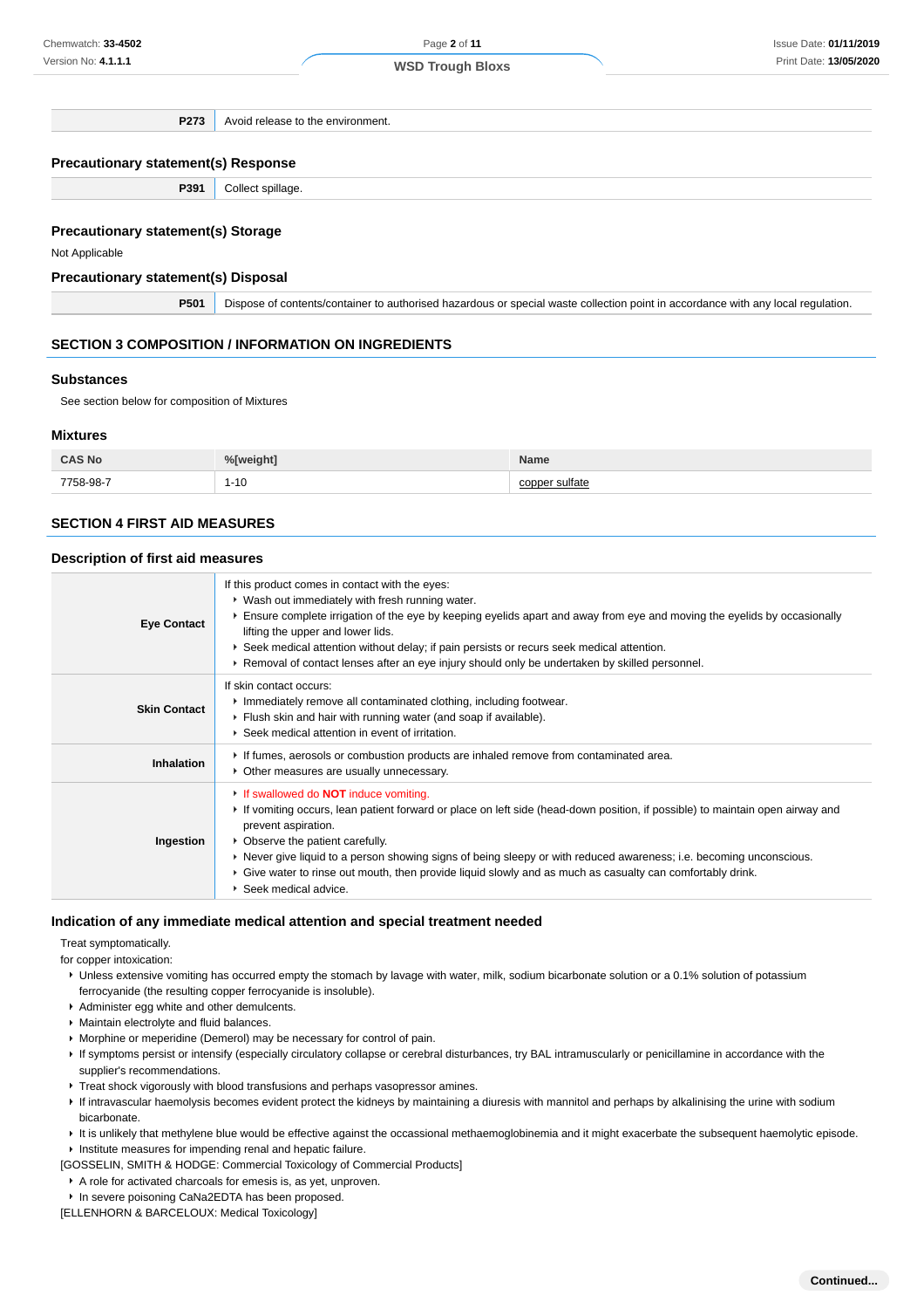| | |
|---|---|
| **P273** | Avoid release to the environment. |

### Precautionary statement(s) Response

| | |
|---|---|
| **P391** | Collect spillage. |

### Precautionary statement(s) Storage

Not Applicable

### Precautionary statement(s) Disposal

| | |
|---|---|
| **P501** | Dispose of contents/container to authorised hazardous or special waste collection point in accordance with any local regulation. |

## SECTION 3 COMPOSITION / INFORMATION ON INGREDIENTS

### Substances

See section below for composition of Mixtures

### Mixtures

| CAS No | %[weight] | Name |
|---|---|---|
| 7758-98-7 | 1-10 | copper sulfate |

## SECTION 4 FIRST AID MEASURES

### Description of first aid measures

| | |
|---|---|
| **Eye Contact** | If this product comes in contact with the eyes: <br>- Wash out immediately with fresh running water.<br>- Ensure complete irrigation of the eye by keeping eyelids apart and away from eye and moving the eyelids by occasionally lifting the upper and lower lids.<br>- Seek medical attention without delay; if pain persists or recurs seek medical attention.<br>- Removal of contact lenses after an eye injury should only be undertaken by skilled personnel. |
| **Skin Contact** | If skin contact occurs:<br>- Immediately remove all contaminated clothing, including footwear.<br>- Flush skin and hair with running water (and soap if available).<br>- Seek medical attention in event of irritation. |
| **Inhalation** | - If fumes, aerosols or combustion products are inhaled remove from contaminated area.<br>- Other measures are usually unnecessary. |
| **Ingestion** | - If swallowed do **NOT** induce vomiting.<br>- If vomiting occurs, lean patient forward or place on left side (head-down position, if possible) to maintain open airway and prevent aspiration.<br>- Observe the patient carefully.<br>- Never give liquid to a person showing signs of being sleepy or with reduced awareness; i.e. becoming unconscious.<br>- Give water to rinse out mouth, then provide liquid slowly and as much as casualty can comfortably drink.<br>- Seek medical advice. |

### Indication of any immediate medical attention and special treatment needed

Treat symptomatically.

for copper intoxication:

- Unless extensive vomiting has occurred empty the stomach by lavage with water, milk, sodium bicarbonate solution or a 0.1% solution of potassium ferrocyanide (the resulting copper ferrocyanide is insoluble).
- Administer egg white and other demulcents.
- Maintain electrolyte and fluid balances.
- Morphine or meperidine (Demerol) may be necessary for control of pain.
- If symptoms persist or intensify (especially circulatory collapse or cerebral disturbances, try BAL intramuscularly or penicillamine in accordance with the supplier's recommendations.
- Treat shock vigorously with blood transfusions and perhaps vasopressor amines.
- If intravascular haemolysis becomes evident protect the kidneys by maintaining a diuresis with mannitol and perhaps by alkalinising the urine with sodium bicarbonate.
- It is unlikely that methylene blue would be effective against the occassional methaemoglobinemia and it might exacerbate the subsequent haemolytic episode.
- Institute measures for impending renal and hepatic failure.

[GOSSELIN, SMITH & HODGE: Commercial Toxicology of Commercial Products]

- A role for activated charcoals for emesis is, as yet, unproven.
- In severe poisoning CaNa2EDTA has been proposed.

[ELLENHORN & BARCELOUX: Medical Toxicology]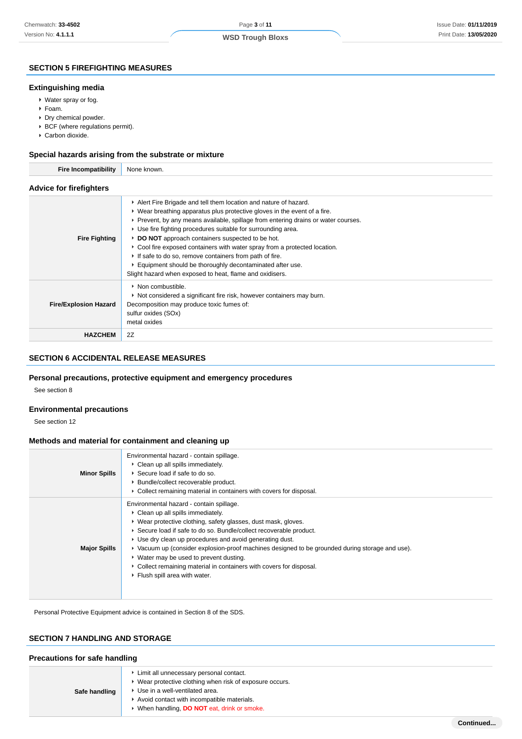## SECTION 5 FIREFIGHTING MEASURES

### Extinguishing media

- Water spray or fog.
- Foam.
- Dry chemical powder.
- BCF (where regulations permit).
- Carbon dioxide.

### Special hazards arising from the substrate or mixture

| | |
|---|---|
| **Fire Incompatibility** | None known. |

### Advice for firefighters

| | |
|---|---|
| **Fire Fighting** | ▸ Alert Fire Brigade and tell them location and nature of hazard.<br>▸ Wear breathing apparatus plus protective gloves in the event of a fire.<br>▸ Prevent, by any means available, spillage from entering drains or water courses.<br>▸ Use fire fighting procedures suitable for surrounding area.<br>▸ **DO NOT** approach containers suspected to be hot.<br>▸ Cool fire exposed containers with water spray from a protected location.<br>▸ If safe to do so, remove containers from path of fire.<br>▸ Equipment should be thoroughly decontaminated after use.<br>Slight hazard when exposed to heat, flame and oxidisers. |
| **Fire/Explosion Hazard** | ▸ Non combustible.<br>▸ Not considered a significant fire risk, however containers may burn.<br>Decomposition may produce toxic fumes of:<br>sulfur oxides (SOx)<br>metal oxides |
| **HAZCHEM** | 2Z |

## SECTION 6 ACCIDENTAL RELEASE MEASURES

### Personal precautions, protective equipment and emergency procedures

See section 8

### Environmental precautions

See section 12

### Methods and material for containment and cleaning up

| | |
|---|---|
| **Minor Spills** | Environmental hazard - contain spillage.<br>▸ Clean up all spills immediately.<br>▸ Secure load if safe to do so.<br>▸ Bundle/collect recoverable product.<br>▸ Collect remaining material in containers with covers for disposal. |
| **Major Spills** | Environmental hazard - contain spillage.<br>▸ Clean up all spills immediately.<br>▸ Wear protective clothing, safety glasses, dust mask, gloves.<br>▸ Secure load if safe to do so. Bundle/collect recoverable product.<br>▸ Use dry clean up procedures and avoid generating dust.<br>▸ Vacuum up (consider explosion-proof machines designed to be grounded during storage and use).<br>▸ Water may be used to prevent dusting.<br>▸ Collect remaining material in containers with covers for disposal.<br>▸ Flush spill area with water. |

Personal Protective Equipment advice is contained in Section 8 of the SDS.

## SECTION 7 HANDLING AND STORAGE

### Precautions for safe handling

| | |
|---|---|
| **Safe handling** | ▸ Limit all unnecessary personal contact.<br>▸ Wear protective clothing when risk of exposure occurs.<br>▸ Use in a well-ventilated area.<br>▸ Avoid contact with incompatible materials.<br>▸ When handling, **DO NOT** eat, drink or smoke. |

Continued...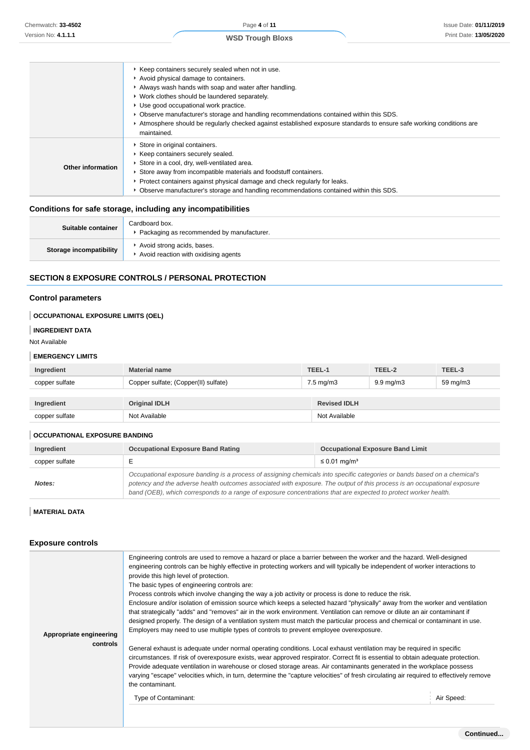| | |
|---|---|
| | ‣ Keep containers securely sealed when not in use.<br>‣ Avoid physical damage to containers.<br>‣ Always wash hands with soap and water after handling.<br>‣ Work clothes should be laundered separately.<br>‣ Use good occupational work practice.<br>‣ Observe manufacturer's storage and handling recommendations contained within this SDS.<br>‣ Atmosphere should be regularly checked against established exposure standards to ensure safe working conditions are maintained. |
| **Other information** | ‣ Store in original containers.<br>‣ Keep containers securely sealed.<br>‣ Store in a cool, dry, well-ventilated area.<br>‣ Store away from incompatible materials and foodstuff containers.<br>‣ Protect containers against physical damage and check regularly for leaks.<br>‣ Observe manufacturer's storage and handling recommendations contained within this SDS. |

### Conditions for safe storage, including any incompatibilities

| | |
|---|---|
| **Suitable container** | Cardboard box.<br>‣ Packaging as recommended by manufacturer. |
| **Storage incompatibility** | ‣ Avoid strong acids, bases.<br>‣ Avoid reaction with oxidising agents |

## SECTION 8 EXPOSURE CONTROLS / PERSONAL PROTECTION

### Control parameters

**OCCUPATIONAL EXPOSURE LIMITS (OEL)**

**INGREDIENT DATA**

Not Available

**EMERGENCY LIMITS**

| Ingredient | Material name | TEEL-1 | TEEL-2 | TEEL-3 |
|---|---|---|---|---|
| copper sulfate | Copper sulfate; (Copper(II) sulfate) | 7.5 mg/m3 | 9.9 mg/m3 | 59 mg/m3 |

| Ingredient | Original IDLH | Revised IDLH |
|---|---|---|
| copper sulfate | Not Available | Not Available |

**OCCUPATIONAL EXPOSURE BANDING**

| Ingredient | Occupational Exposure Band Rating | Occupational Exposure Band Limit |
|---|---|---|
| copper sulfate | E | ≤ 0.01 mg/m³ |
| ***Notes:*** | *Occupational exposure banding is a process of assigning chemicals into specific categories or bands based on a chemical's potency and the adverse health outcomes associated with exposure. The output of this process is an occupational exposure band (OEB), which corresponds to a range of exposure concentrations that are expected to protect worker health.* | |

**MATERIAL DATA**

### Exposure controls

| | |
|---|---|
| **Appropriate engineering controls** | Engineering controls are used to remove a hazard or place a barrier between the worker and the hazard. Well-designed engineering controls can be highly effective in protecting workers and will typically be independent of worker interactions to provide this high level of protection.<br>The basic types of engineering controls are:<br>Process controls which involve changing the way a job activity or process is done to reduce the risk.<br>Enclosure and/or isolation of emission source which keeps a selected hazard "physically" away from the worker and ventilation that strategically "adds" and "removes" air in the work environment. Ventilation can remove or dilute an air contaminant if designed properly. The design of a ventilation system must match the particular process and chemical or contaminant in use.<br>Employers may need to use multiple types of controls to prevent employee overexposure.<br><br>General exhaust is adequate under normal operating conditions. Local exhaust ventilation may be required in specific circumstances. If risk of overexposure exists, wear approved respirator. Correct fit is essential to obtain adequate protection. Provide adequate ventilation in warehouse or closed storage areas. Air contaminants generated in the workplace possess varying "escape" velocities which, in turn, determine the "capture velocities" of fresh circulating air required to effectively remove the contaminant.<br><br>Type of Contaminant: — Air Speed: |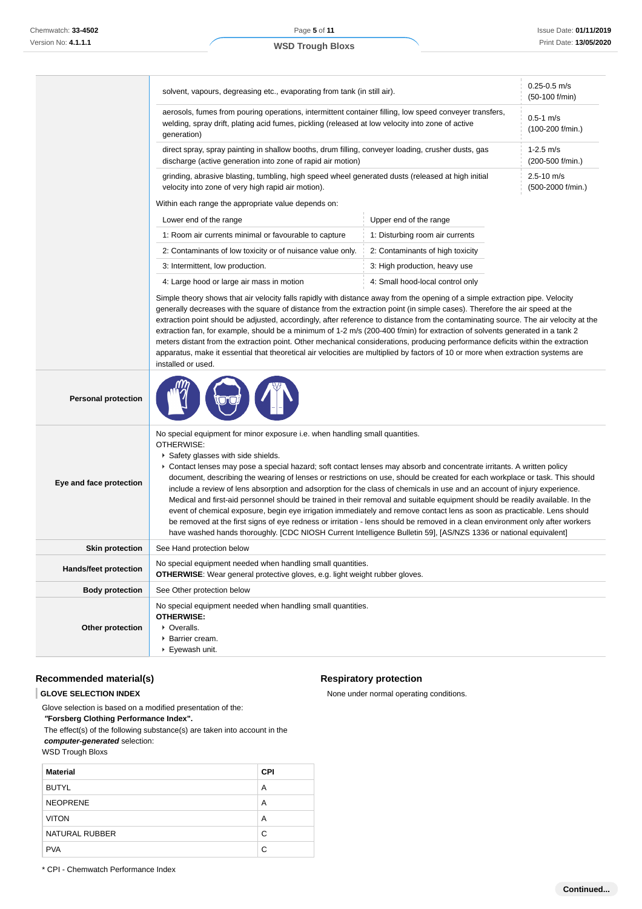| | | |
|---|---|---|
| | solvent, vapours, degreasing etc., evaporating from tank (in still air). | 0.25-0.5 m/s (50-100 f/min) |
| | aerosols, fumes from pouring operations, intermittent container filling, low speed conveyer transfers, welding, spray drift, plating acid fumes, pickling (released at low velocity into zone of active generation) | 0.5-1 m/s (100-200 f/min.) |
| | direct spray, spray painting in shallow booths, drum filling, conveyer loading, crusher dusts, gas discharge (active generation into zone of rapid air motion) | 1-2.5 m/s (200-500 f/min.) |
| | grinding, abrasive blasting, tumbling, high speed wheel generated dusts (released at high initial velocity into zone of very high rapid air motion). | 2.5-10 m/s (500-2000 f/min.) |

Within each range the appropriate value depends on:

| Lower end of the range | Upper end of the range |
|---|---|
| 1: Room air currents minimal or favourable to capture | 1: Disturbing room air currents |
| 2: Contaminants of low toxicity or of nuisance value only. | 2: Contaminants of high toxicity |
| 3: Intermittent, low production. | 3: High production, heavy use |
| 4: Large hood or large air mass in motion | 4: Small hood-local control only |

Simple theory shows that air velocity falls rapidly with distance away from the opening of a simple extraction pipe. Velocity generally decreases with the square of distance from the extraction point (in simple cases). Therefore the air speed at the extraction point should be adjusted, accordingly, after reference to distance from the contaminating source. The air velocity at the extraction fan, for example, should be a minimum of 1-2 m/s (200-400 f/min) for extraction of solvents generated in a tank 2 meters distant from the extraction point. Other mechanical considerations, producing performance deficits within the extraction apparatus, make it essential that theoretical air velocities are multiplied by factors of 10 or more when extraction systems are installed or used.

**Personal protection**

**Eye and face protection**

No special equipment for minor exposure i.e. when handling small quantities.
OTHERWISE:

- Safety glasses with side shields.
- Contact lenses may pose a special hazard; soft contact lenses may absorb and concentrate irritants. A written policy document, describing the wearing of lenses or restrictions on use, should be created for each workplace or task. This should include a review of lens absorption and adsorption for the class of chemicals in use and an account of injury experience. Medical and first-aid personnel should be trained in their removal and suitable equipment should be readily available. In the event of chemical exposure, begin eye irrigation immediately and remove contact lens as soon as practicable. Lens should be removed at the first signs of eye redness or irritation - lens should be removed in a clean environment only after workers have washed hands thoroughly. [CDC NIOSH Current Intelligence Bulletin 59], [AS/NZS 1336 or national equivalent]

**Skin protection**

See Hand protection below

**Hands/feet protection**

No special equipment needed when handling small quantities.
**OTHERWISE**: Wear general protective gloves, e.g. light weight rubber gloves.

**Body protection**

See Other protection below

**Other protection**

No special equipment needed when handling small quantities.
**OTHERWISE:**

- Overalls.
- Barrier cream.
- Eyewash unit.

## Recommended material(s)

**GLOVE SELECTION INDEX**

Glove selection is based on a modified presentation of the:
***"Forsberg Clothing Performance Index".***
The effect(s) of the following substance(s) are taken into account in the ***computer-generated*** selection:
WSD Trough Bloxs

| Material | CPI |
|---|---|
| BUTYL | A |
| NEOPRENE | A |
| VITON | A |
| NATURAL RUBBER | C |
| PVA | C |

* CPI - Chemwatch Performance Index

## Respiratory protection

None under normal operating conditions.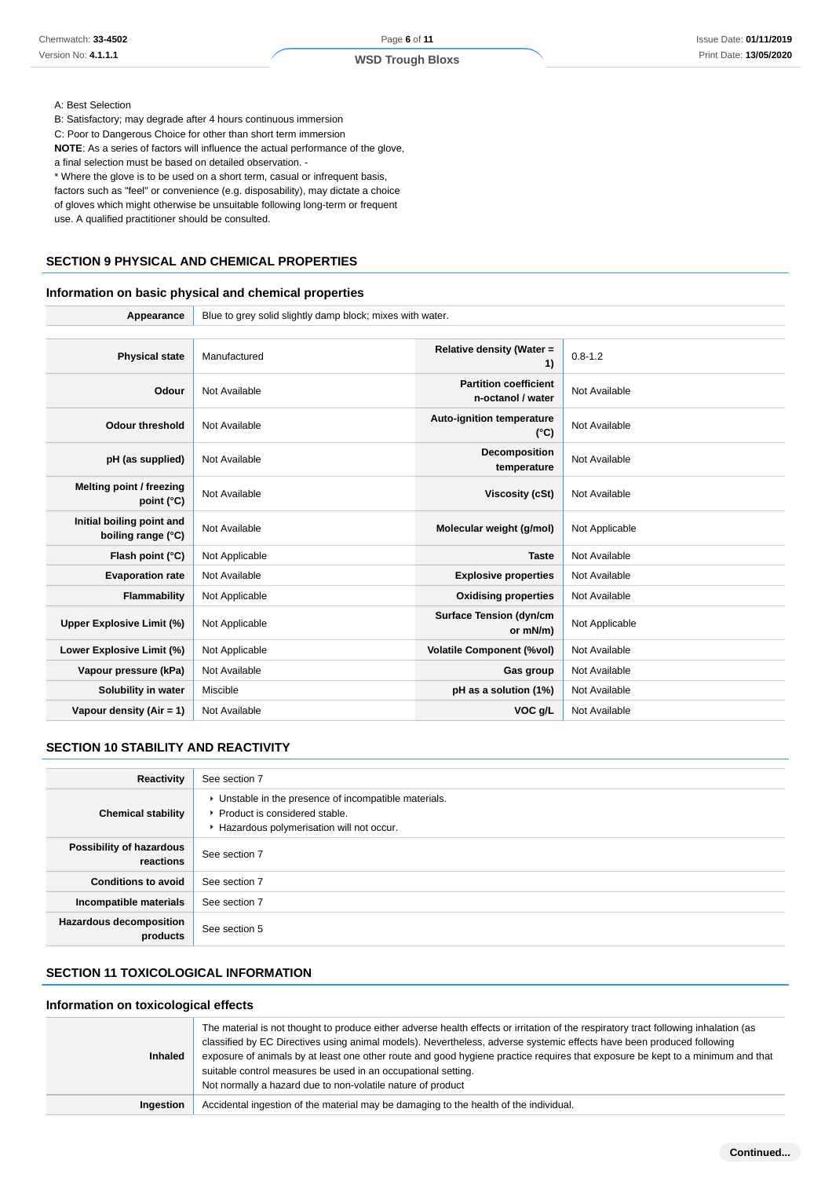A: Best Selection
B: Satisfactory; may degrade after 4 hours continuous immersion
C: Poor to Dangerous Choice for other than short term immersion
**NOTE**: As a series of factors will influence the actual performance of the glove, a final selection must be based on detailed observation. -
* Where the glove is to be used on a short term, casual or infrequent basis, factors such as "feel" or convenience (e.g. disposability), may dictate a choice of gloves which might otherwise be unsuitable following long-term or frequent use. A qualified practitioner should be consulted.

## SECTION 9 PHYSICAL AND CHEMICAL PROPERTIES

### Information on basic physical and chemical properties

| | |
|---|---|
| **Appearance** | Blue to grey solid slightly damp block; mixes with water. |

| | | | |
|---|---|---|---|
| **Physical state** | Manufactured | **Relative density (Water = 1)** | 0.8-1.2 |
| **Odour** | Not Available | **Partition coefficient n-octanol / water** | Not Available |
| **Odour threshold** | Not Available | **Auto-ignition temperature (°C)** | Not Available |
| **pH (as supplied)** | Not Available | **Decomposition temperature** | Not Available |
| **Melting point / freezing point (°C)** | Not Available | **Viscosity (cSt)** | Not Available |
| **Initial boiling point and boiling range (°C)** | Not Available | **Molecular weight (g/mol)** | Not Applicable |
| **Flash point (°C)** | Not Applicable | **Taste** | Not Available |
| **Evaporation rate** | Not Available | **Explosive properties** | Not Available |
| **Flammability** | Not Applicable | **Oxidising properties** | Not Available |
| **Upper Explosive Limit (%)** | Not Applicable | **Surface Tension (dyn/cm or mN/m)** | Not Applicable |
| **Lower Explosive Limit (%)** | Not Applicable | **Volatile Component (%vol)** | Not Available |
| **Vapour pressure (kPa)** | Not Available | **Gas group** | Not Available |
| **Solubility in water** | Miscible | **pH as a solution (1%)** | Not Available |
| **Vapour density (Air = 1)** | Not Available | **VOC g/L** | Not Available |

## SECTION 10 STABILITY AND REACTIVITY

| | |
|---|---|
| **Reactivity** | See section 7 |
| **Chemical stability** | ▸ Unstable in the presence of incompatible materials.<br>▸ Product is considered stable.<br>▸ Hazardous polymerisation will not occur. |
| **Possibility of hazardous reactions** | See section 7 |
| **Conditions to avoid** | See section 7 |
| **Incompatible materials** | See section 7 |
| **Hazardous decomposition products** | See section 5 |

## SECTION 11 TOXICOLOGICAL INFORMATION

### Information on toxicological effects

| | |
|---|---|
| **Inhaled** | The material is not thought to produce either adverse health effects or irritation of the respiratory tract following inhalation (as classified by EC Directives using animal models). Nevertheless, adverse systemic effects have been produced following exposure of animals by at least one other route and good hygiene practice requires that exposure be kept to a minimum and that suitable control measures be used in an occupational setting.<br>Not normally a hazard due to non-volatile nature of product |
| **Ingestion** | Accidental ingestion of the material may be damaging to the health of the individual. |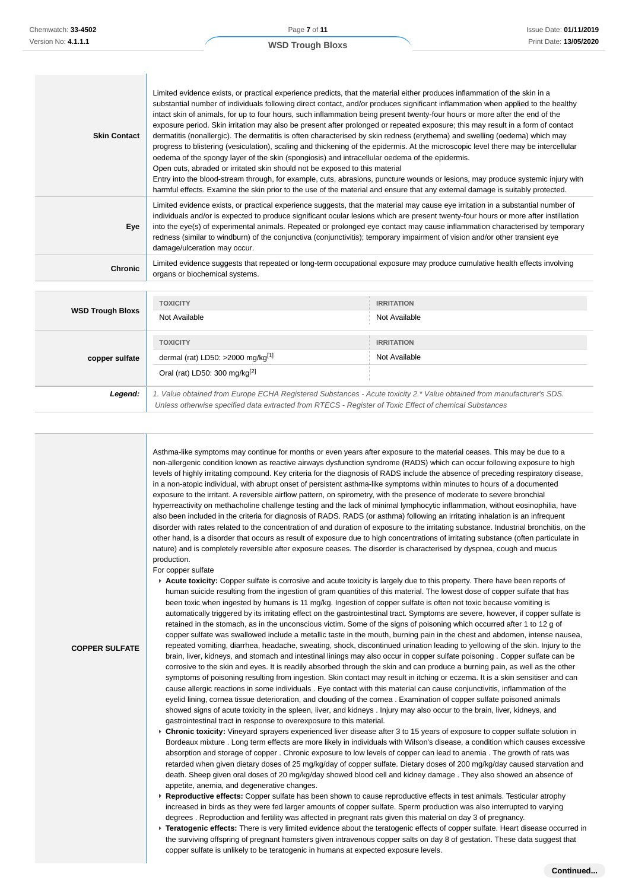| | |
|---|---|
| **Skin Contact** | Limited evidence exists, or practical experience predicts, that the material either produces inflammation of the skin in a substantial number of individuals following direct contact, and/or produces significant inflammation when applied to the healthy intact skin of animals, for up to four hours, such inflammation being present twenty-four hours or more after the end of the exposure period. Skin irritation may also be present after prolonged or repeated exposure; this may result in a form of contact dermatitis (nonallergic). The dermatitis is often characterised by skin redness (erythema) and swelling (oedema) which may progress to blistering (vesiculation), scaling and thickening of the epidermis. At the microscopic level there may be intercellular oedema of the spongy layer of the skin (spongiosis) and intracellular oedema of the epidermis.<br>Open cuts, abraded or irritated skin should not be exposed to this material<br>Entry into the blood-stream through, for example, cuts, abrasions, puncture wounds or lesions, may produce systemic injury with harmful effects. Examine the skin prior to the use of the material and ensure that any external damage is suitably protected. |
| **Eye** | Limited evidence exists, or practical experience suggests, that the material may cause eye irritation in a substantial number of individuals and/or is expected to produce significant ocular lesions which are present twenty-four hours or more after instillation into the eye(s) of experimental animals. Repeated or prolonged eye contact may cause inflammation characterised by temporary redness (similar to windburn) of the conjunctiva (conjunctivitis); temporary impairment of vision and/or other transient eye damage/ulceration may occur. |
| **Chronic** | Limited evidence suggests that repeated or long-term occupational exposure may produce cumulative health effects involving organs or biochemical systems. |

| | TOXICITY | IRRITATION |
|---|---|---|
| **WSD Trough Bloxs** | Not Available | Not Available |
| **copper sulfate** | dermal (rat) LD50: >2000 mg/kg[1] | Not Available |
| | Oral (rat) LD50: 300 mg/kg[2] | |
| ***Legend:*** | *1. Value obtained from Europe ECHA Registered Substances - Acute toxicity 2.* Value obtained from manufacturer's SDS. Unless otherwise specified data extracted from RTECS - Register of Toxic Effect of chemical Substances* | |

| | |
|---|---|
| **COPPER SULFATE** | Asthma-like symptoms may continue for months or even years after exposure to the material ceases. This may be due to a non-allergenic condition known as reactive airways dysfunction syndrome (RADS) which can occur following exposure to high levels of highly irritating compound. Key criteria for the diagnosis of RADS include the absence of preceding respiratory disease, in a non-atopic individual, with abrupt onset of persistent asthma-like symptoms within minutes to hours of a documented exposure to the irritant. A reversible airflow pattern, on spirometry, with the presence of moderate to severe bronchial hyperreactivity on methacholine challenge testing and the lack of minimal lymphocytic inflammation, without eosinophilia, have also been included in the criteria for diagnosis of RADS. RADS (or asthma) following an irritating inhalation is an infrequent disorder with rates related to the concentration of and duration of exposure to the irritating substance. Industrial bronchitis, on the other hand, is a disorder that occurs as result of exposure due to high concentrations of irritating substance (often particulate in nature) and is completely reversible after exposure ceases. The disorder is characterised by dyspnea, cough and mucus production.<br>For copper sulfate<br>- **Acute toxicity:** Copper sulfate is corrosive and acute toxicity is largely due to this property. There have been reports of human suicide resulting from the ingestion of gram quantities of this material. The lowest dose of copper sulfate that has been toxic when ingested by humans is 11 mg/kg. Ingestion of copper sulfate is often not toxic because vomiting is automatically triggered by its irritating effect on the gastrointestinal tract. Symptoms are severe, however, if copper sulfate is retained in the stomach, as in the unconscious victim. Some of the signs of poisoning which occurred after 1 to 12 g of copper sulfate was swallowed include a metallic taste in the mouth, burning pain in the chest and abdomen, intense nausea, repeated vomiting, diarrhea, headache, sweating, shock, discontinued urination leading to yellowing of the skin. Injury to the brain, liver, kidneys, and stomach and intestinal linings may also occur in copper sulfate poisoning . Copper sulfate can be corrosive to the skin and eyes. It is readily absorbed through the skin and can produce a burning pain, as well as the other symptoms of poisoning resulting from ingestion. Skin contact may result in itching or eczema. It is a skin sensitiser and can cause allergic reactions in some individuals . Eye contact with this material can cause conjunctivitis, inflammation of the eyelid lining, cornea tissue deterioration, and clouding of the cornea . Examination of copper sulfate poisoned animals showed signs of acute toxicity in the spleen, liver, and kidneys . Injury may also occur to the brain, liver, kidneys, and gastrointestinal tract in response to overexposure to this material.<br>- **Chronic toxicity:** Vineyard sprayers experienced liver disease after 3 to 15 years of exposure to copper sulfate solution in Bordeaux mixture . Long term effects are more likely in individuals with Wilson's disease, a condition which causes excessive absorption and storage of copper . Chronic exposure to low levels of copper can lead to anemia . The growth of rats was retarded when given dietary doses of 25 mg/kg/day of copper sulfate. Dietary doses of 200 mg/kg/day caused starvation and death. Sheep given oral doses of 20 mg/kg/day showed blood cell and kidney damage . They also showed an absence of appetite, anemia, and degenerative changes.<br>- **Reproductive effects:** Copper sulfate has been shown to cause reproductive effects in test animals. Testicular atrophy increased in birds as they were fed larger amounts of copper sulfate. Sperm production was also interrupted to varying degrees . Reproduction and fertility was affected in pregnant rats given this material on day 3 of pregnancy.<br>- **Teratogenic effects:** There is very limited evidence about the teratogenic effects of copper sulfate. Heart disease occurred in the surviving offspring of pregnant hamsters given intravenous copper salts on day 8 of gestation. These data suggest that copper sulfate is unlikely to be teratogenic in humans at expected exposure levels. |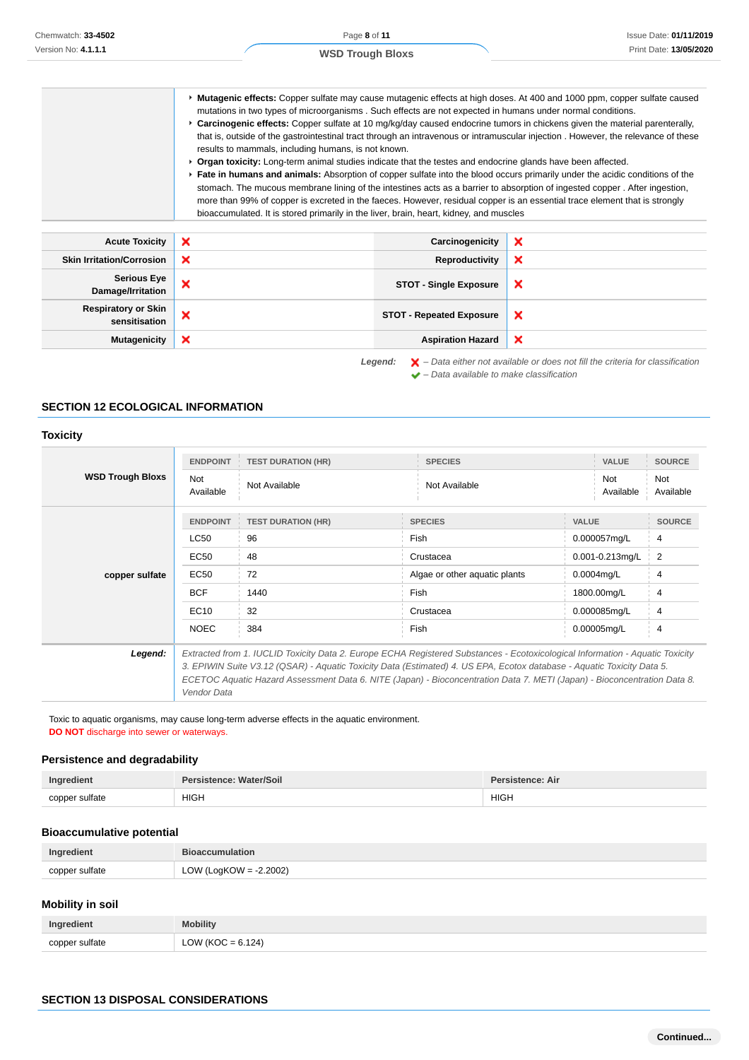| | |
|---|---|
| | - **Mutagenic effects:** Copper sulfate may cause mutagenic effects at high doses. At 400 and 1000 ppm, copper sulfate caused mutations in two types of microorganisms . Such effects are not expected in humans under normal conditions.<br>- **Carcinogenic effects:** Copper sulfate at 10 mg/kg/day caused endocrine tumors in chickens given the material parenterally, that is, outside of the gastrointestinal tract through an intravenous or intramuscular injection . However, the relevance of these results to mammals, including humans, is not known.<br>- **Organ toxicity:** Long-term animal studies indicate that the testes and endocrine glands have been affected.<br>- **Fate in humans and animals:** Absorption of copper sulfate into the blood occurs primarily under the acidic conditions of the stomach. The mucous membrane lining of the intestines acts as a barrier to absorption of ingested copper . After ingestion, more than 99% of copper is excreted in the faeces. However, residual copper is an essential trace element that is strongly bioaccumulated. It is stored primarily in the liver, brain, heart, kidney, and muscles |

| | | | |
|---|---|---|---|
| **Acute Toxicity** | ❌ | **Carcinogenicity** | ❌ |
| **Skin Irritation/Corrosion** | ❌ | **Reproductivity** | ❌ |
| **Serious Eye Damage/Irritation** | ❌ | **STOT - Single Exposure** | ❌ |
| **Respiratory or Skin sensitisation** | ❌ | **STOT - Repeated Exposure** | ❌ |
| **Mutagenicity** | ❌ | **Aspiration Hazard** | ❌ |

***Legend:*** ❌ *– Data either not available or does not fill the criteria for classification*
✔ *– Data available to make classification*

## SECTION 12 ECOLOGICAL INFORMATION

### Toxicity

**WSD Trough Bloxs**

| ENDPOINT | TEST DURATION (HR) | SPECIES | VALUE | SOURCE |
|---|---|---|---|---|
| Not Available | Not Available | Not Available | Not Available | Not Available |

**copper sulfate**

| ENDPOINT | TEST DURATION (HR) | SPECIES | VALUE | SOURCE |
|---|---|---|---|---|
| LC50 | 96 | Fish | 0.000057mg/L | 4 |
| EC50 | 48 | Crustacea | 0.001-0.213mg/L | 2 |
| EC50 | 72 | Algae or other aquatic plants | 0.0004mg/L | 4 |
| BCF | 1440 | Fish | 1800.00mg/L | 4 |
| EC10 | 32 | Crustacea | 0.000085mg/L | 4 |
| NOEC | 384 | Fish | 0.00005mg/L | 4 |

***Legend:*** *Extracted from 1. IUCLID Toxicity Data 2. Europe ECHA Registered Substances - Ecotoxicological Information - Aquatic Toxicity 3. EPIWIN Suite V3.12 (QSAR) - Aquatic Toxicity Data (Estimated) 4. US EPA, Ecotox database - Aquatic Toxicity Data 5. ECETOC Aquatic Hazard Assessment Data 6. NITE (Japan) - Bioconcentration Data 7. METI (Japan) - Bioconcentration Data 8. Vendor Data*

Toxic to aquatic organisms, may cause long-term adverse effects in the aquatic environment.
**DO NOT** discharge into sewer or waterways.

### Persistence and degradability

| Ingredient | Persistence: Water/Soil | Persistence: Air |
|---|---|---|
| copper sulfate | HIGH | HIGH |

### Bioaccumulative potential

| Ingredient | Bioaccumulation |
|---|---|
| copper sulfate | LOW (LogKOW = -2.2002) |

### Mobility in soil

| Ingredient | Mobility |
|---|---|
| copper sulfate | LOW (KOC = 6.124) |

## SECTION 13 DISPOSAL CONSIDERATIONS

**Continued...**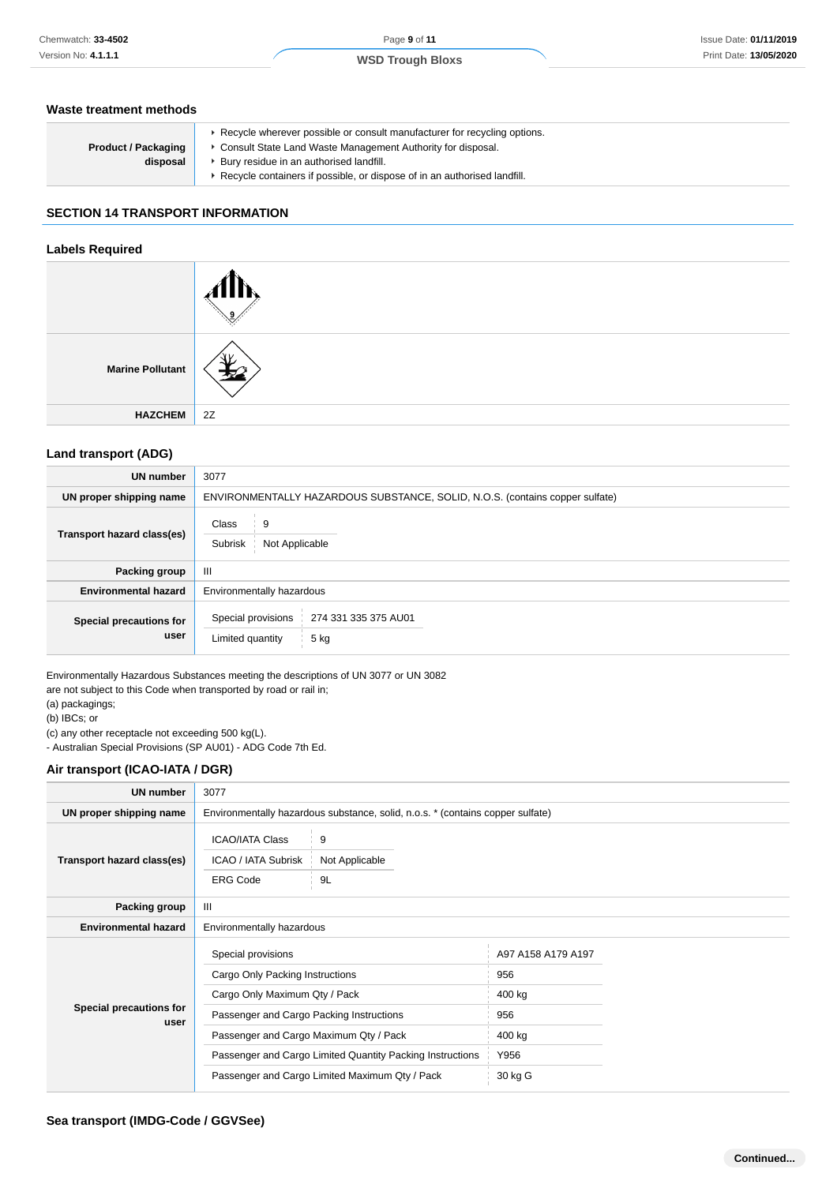### Waste treatment methods

| | |
|---|---|
| **Product / Packaging disposal** | ▸ Recycle wherever possible or consult manufacturer for recycling options.<br>▸ Consult State Land Waste Management Authority for disposal.<br>▸ Bury residue in an authorised landfill.<br>▸ Recycle containers if possible, or dispose of in an authorised landfill. |

## SECTION 14 TRANSPORT INFORMATION

### Labels Required

| | |
|---|---|
| | |
| **Marine Pollutant** | |
| **HAZCHEM** | 2Z |

### Land transport (ADG)

| | |
|---|---|
| **UN number** | 3077 |
| **UN proper shipping name** | ENVIRONMENTALLY HAZARDOUS SUBSTANCE, SOLID, N.O.S. (contains copper sulfate) |
| **Transport hazard class(es)** | Class: 9<br>Subrisk: Not Applicable |
| **Packing group** | III |
| **Environmental hazard** | Environmentally hazardous |
| **Special precautions for user** | Special provisions: 274 331 335 375 AU01<br>Limited quantity: 5 kg |

Environmentally Hazardous Substances meeting the descriptions of UN 3077 or UN 3082
are not subject to this Code when transported by road or rail in;
(a) packagings;
(b) IBCs; or
(c) any other receptacle not exceeding 500 kg(L).
- Australian Special Provisions (SP AU01) - ADG Code 7th Ed.

### Air transport (ICAO-IATA / DGR)

| | |
|---|---|
| **UN number** | 3077 |
| **UN proper shipping name** | Environmentally hazardous substance, solid, n.o.s. * (contains copper sulfate) |
| **Transport hazard class(es)** | ICAO/IATA Class: 9<br>ICAO / IATA Subrisk: Not Applicable<br>ERG Code: 9L |
| **Packing group** | III |
| **Environmental hazard** | Environmentally hazardous |
| **Special precautions for user** | Special provisions: A97 A158 A179 A197<br>Cargo Only Packing Instructions: 956<br>Cargo Only Maximum Qty / Pack: 400 kg<br>Passenger and Cargo Packing Instructions: 956<br>Passenger and Cargo Maximum Qty / Pack: 400 kg<br>Passenger and Cargo Limited Quantity Packing Instructions: Y956<br>Passenger and Cargo Limited Maximum Qty / Pack: 30 kg G |

### Sea transport (IMDG-Code / GGVSee)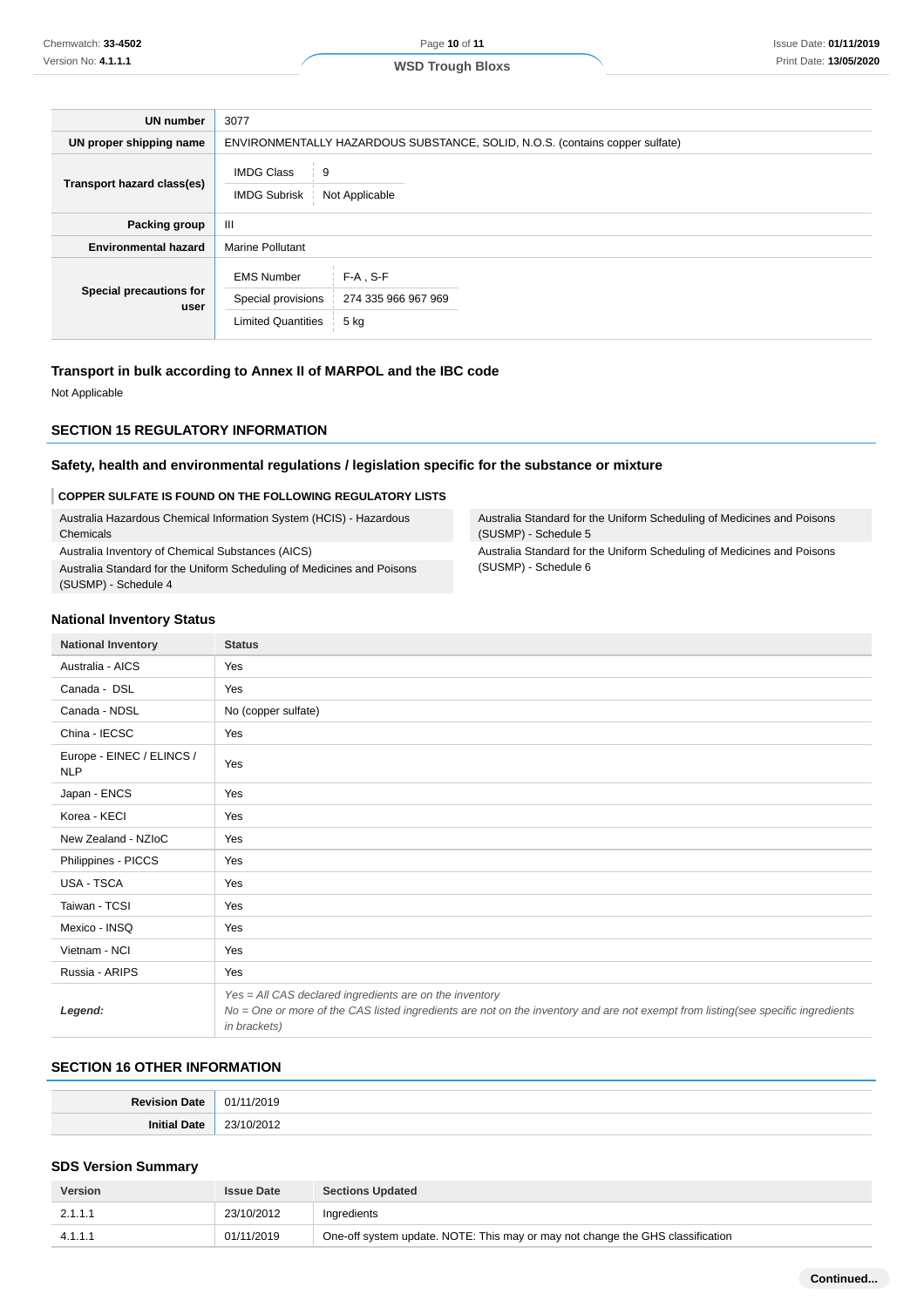| | |
|---|---|
| **UN number** | 3077 |
| **UN proper shipping name** | ENVIRONMENTALLY HAZARDOUS SUBSTANCE, SOLID, N.O.S. (contains copper sulfate) |
| **Transport hazard class(es)** | IMDG Class: 9<br>IMDG Subrisk: Not Applicable |
| **Packing group** | III |
| **Environmental hazard** | Marine Pollutant |
| **Special precautions for user** | EMS Number: F-A , S-F<br>Special provisions: 274 335 966 967 969<br>Limited Quantities: 5 kg |

### Transport in bulk according to Annex II of MARPOL and the IBC code

Not Applicable

## SECTION 15 REGULATORY INFORMATION

### Safety, health and environmental regulations / legislation specific for the substance or mixture

**COPPER SULFATE IS FOUND ON THE FOLLOWING REGULATORY LISTS**

| | |
|---|---|
| Australia Hazardous Chemical Information System (HCIS) - Hazardous Chemicals | Australia Standard for the Uniform Scheduling of Medicines and Poisons (SUSMP) - Schedule 5 |
| Australia Inventory of Chemical Substances (AICS) | Australia Standard for the Uniform Scheduling of Medicines and Poisons (SUSMP) - Schedule 6 |
| Australia Standard for the Uniform Scheduling of Medicines and Poisons (SUSMP) - Schedule 4 | |

### National Inventory Status

| National Inventory | Status |
|---|---|
| Australia - AICS | Yes |
| Canada - DSL | Yes |
| Canada - NDSL | No (copper sulfate) |
| China - IECSC | Yes |
| Europe - EINEC / ELINCS / NLP | Yes |
| Japan - ENCS | Yes |
| Korea - KECI | Yes |
| New Zealand - NZIoC | Yes |
| Philippines - PICCS | Yes |
| USA - TSCA | Yes |
| Taiwan - TCSI | Yes |
| Mexico - INSQ | Yes |
| Vietnam - NCI | Yes |
| Russia - ARIPS | Yes |
| ***Legend:*** | *Yes = All CAS declared ingredients are on the inventory*<br>*No = One or more of the CAS listed ingredients are not on the inventory and are not exempt from listing(see specific ingredients in brackets)* |

## SECTION 16 OTHER INFORMATION

| | |
|---|---|
| **Revision Date** | 01/11/2019 |
| **Initial Date** | 23/10/2012 |

### SDS Version Summary

| Version | Issue Date | Sections Updated |
|---|---|---|
| 2.1.1.1 | 23/10/2012 | Ingredients |
| 4.1.1.1 | 01/11/2019 | One-off system update. NOTE: This may or may not change the GHS classification |

**Continued...**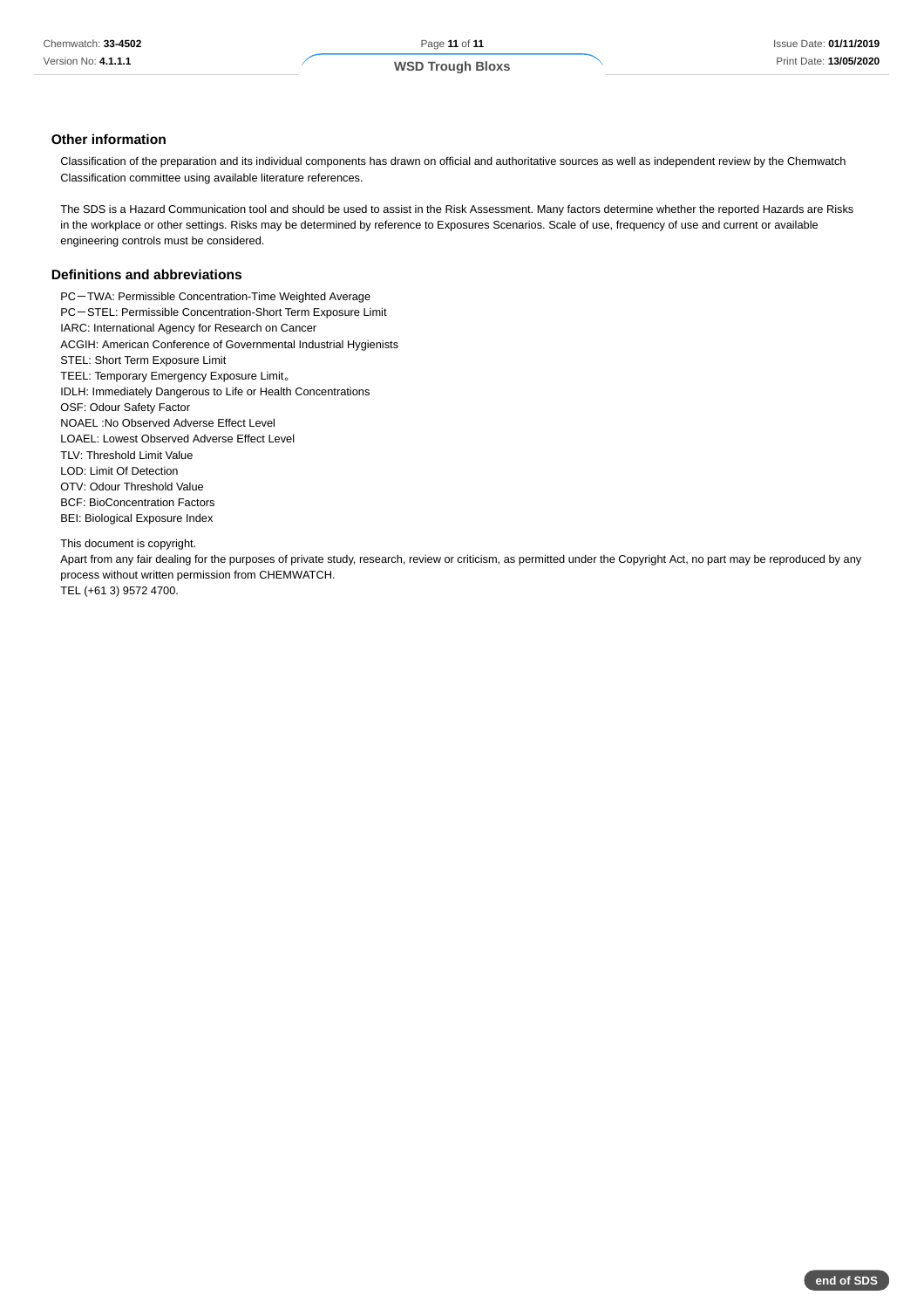## Other information

Classification of the preparation and its individual components has drawn on official and authoritative sources as well as independent review by the Chemwatch Classification committee using available literature references.

The SDS is a Hazard Communication tool and should be used to assist in the Risk Assessment. Many factors determine whether the reported Hazards are Risks in the workplace or other settings. Risks may be determined by reference to Exposures Scenarios. Scale of use, frequency of use and current or available engineering controls must be considered.

## Definitions and abbreviations

PC－TWA: Permissible Concentration-Time Weighted Average
PC－STEL: Permissible Concentration-Short Term Exposure Limit
IARC: International Agency for Research on Cancer
ACGIH: American Conference of Governmental Industrial Hygienists
STEL: Short Term Exposure Limit
TEEL: Temporary Emergency Exposure Limit。
IDLH: Immediately Dangerous to Life or Health Concentrations
OSF: Odour Safety Factor
NOAEL :No Observed Adverse Effect Level
LOAEL: Lowest Observed Adverse Effect Level
TLV: Threshold Limit Value
LOD: Limit Of Detection
OTV: Odour Threshold Value
BCF: BioConcentration Factors
BEI: Biological Exposure Index

This document is copyright.
Apart from any fair dealing for the purposes of private study, research, review or criticism, as permitted under the Copyright Act, no part may be reproduced by any process without written permission from CHEMWATCH.
TEL (+61 3) 9572 4700.

end of SDS